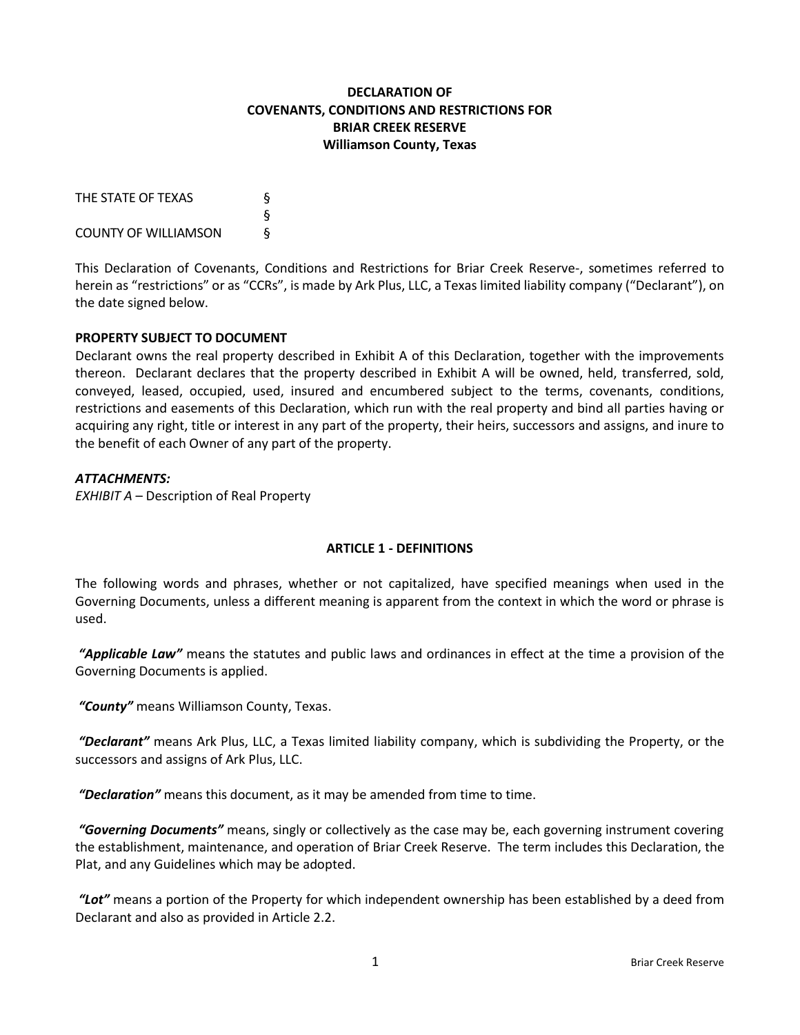# DECLARATION OF
# COVENANTS, CONDITIONS AND RESTRICTIONS FOR
# BRIAR CREEK RESERVE
## Williamson County, Texas

THE STATE OF TEXAS §
§
COUNTY OF WILLIAMSON §

This Declaration of Covenants, Conditions and Restrictions for Briar Creek Reserve-, sometimes referred to herein as "restrictions" or as "CCRs", is made by Ark Plus, LLC, a Texas limited liability company ("Declarant"), on the date signed below.

**PROPERTY SUBJECT TO DOCUMENT**

Declarant owns the real property described in Exhibit A of this Declaration, together with the improvements thereon. Declarant declares that the property described in Exhibit A will be owned, held, transferred, sold, conveyed, leased, occupied, used, insured and encumbered subject to the terms, covenants, conditions, restrictions and easements of this Declaration, which run with the real property and bind all parties having or acquiring any right, title or interest in any part of the property, their heirs, successors and assigns, and inure to the benefit of each Owner of any part of the property.

***ATTACHMENTS:***

*EXHIBIT A* – Description of Real Property

## ARTICLE 1 - DEFINITIONS

The following words and phrases, whether or not capitalized, have specified meanings when used in the Governing Documents, unless a different meaning is apparent from the context in which the word or phrase is used.

***"Applicable Law"*** means the statutes and public laws and ordinances in effect at the time a provision of the Governing Documents is applied.

***"County"*** means Williamson County, Texas.

***"Declarant"*** means Ark Plus, LLC, a Texas limited liability company, which is subdividing the Property, or the successors and assigns of Ark Plus, LLC.

***"Declaration"*** means this document, as it may be amended from time to time.

***"Governing Documents"*** means, singly or collectively as the case may be, each governing instrument covering the establishment, maintenance, and operation of Briar Creek Reserve. The term includes this Declaration, the Plat, and any Guidelines which may be adopted.

***"Lot"*** means a portion of the Property for which independent ownership has been established by a deed from Declarant and also as provided in Article 2.2.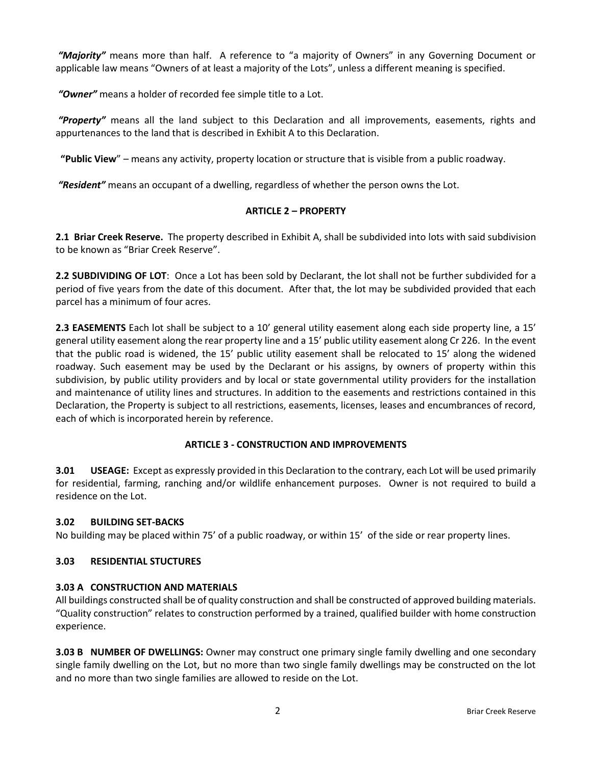***"Majority"*** means more than half. A reference to "a majority of Owners" in any Governing Document or applicable law means "Owners of at least a majority of the Lots", unless a different meaning is specified.

***"Owner"*** means a holder of recorded fee simple title to a Lot.

***"Property"*** means all the land subject to this Declaration and all improvements, easements, rights and appurtenances to the land that is described in Exhibit A to this Declaration.

**"Public View**" – means any activity, property location or structure that is visible from a public roadway.

***"Resident"*** means an occupant of a dwelling, regardless of whether the person owns the Lot.

## ARTICLE 2 – PROPERTY

**2.1 Briar Creek Reserve.** The property described in Exhibit A, shall be subdivided into lots with said subdivision to be known as "Briar Creek Reserve".

**2.2 SUBDIVIDING OF LOT**: Once a Lot has been sold by Declarant, the lot shall not be further subdivided for a period of five years from the date of this document. After that, the lot may be subdivided provided that each parcel has a minimum of four acres.

**2.3 EASEMENTS** Each lot shall be subject to a 10' general utility easement along each side property line, a 15' general utility easement along the rear property line and a 15' public utility easement along Cr 226. In the event that the public road is widened, the 15' public utility easement shall be relocated to 15' along the widened roadway. Such easement may be used by the Declarant or his assigns, by owners of property within this subdivision, by public utility providers and by local or state governmental utility providers for the installation and maintenance of utility lines and structures. In addition to the easements and restrictions contained in this Declaration, the Property is subject to all restrictions, easements, licenses, leases and encumbrances of record, each of which is incorporated herein by reference.

## ARTICLE 3 - CONSTRUCTION AND IMPROVEMENTS

**3.01 USEAGE:** Except as expressly provided in this Declaration to the contrary, each Lot will be used primarily for residential, farming, ranching and/or wildlife enhancement purposes. Owner is not required to build a residence on the Lot.

### 3.02 BUILDING SET-BACKS

No building may be placed within 75' of a public roadway, or within 15' of the side or rear property lines.

### 3.03 RESIDENTIAL STUCTURES

### 3.03 A CONSTRUCTION AND MATERIALS

All buildings constructed shall be of quality construction and shall be constructed of approved building materials. "Quality construction" relates to construction performed by a trained, qualified builder with home construction experience.

**3.03 B NUMBER OF DWELLINGS:** Owner may construct one primary single family dwelling and one secondary single family dwelling on the Lot, but no more than two single family dwellings may be constructed on the lot and no more than two single families are allowed to reside on the Lot.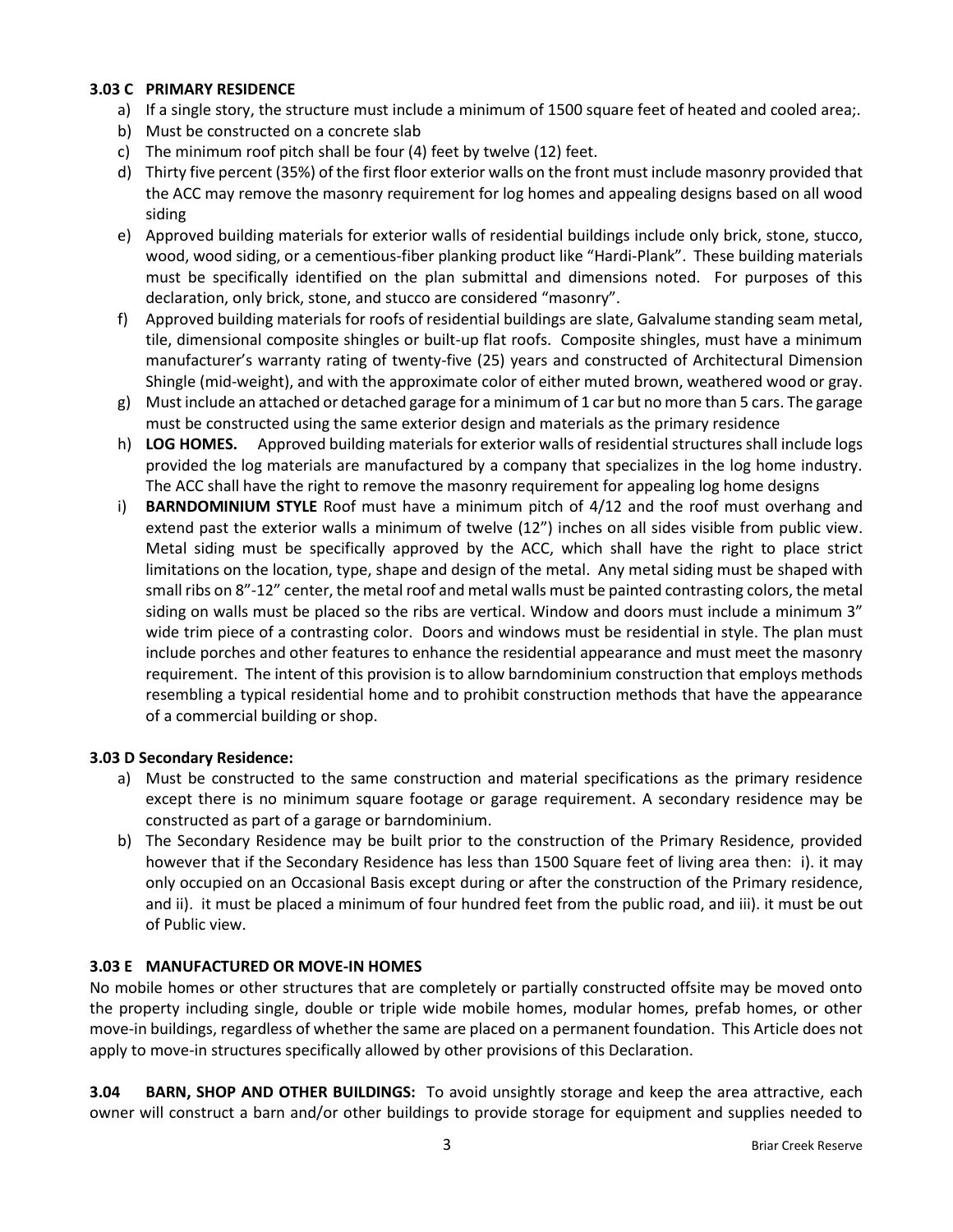### 3.03 C PRIMARY RESIDENCE

a) If a single story, the structure must include a minimum of 1500 square feet of heated and cooled area;.
b) Must be constructed on a concrete slab
c) The minimum roof pitch shall be four (4) feet by twelve (12) feet.
d) Thirty five percent (35%) of the first floor exterior walls on the front must include masonry provided that the ACC may remove the masonry requirement for log homes and appealing designs based on all wood siding
e) Approved building materials for exterior walls of residential buildings include only brick, stone, stucco, wood, wood siding, or a cementious-fiber planking product like "Hardi-Plank". These building materials must be specifically identified on the plan submittal and dimensions noted. For purposes of this declaration, only brick, stone, and stucco are considered "masonry".
f) Approved building materials for roofs of residential buildings are slate, Galvalume standing seam metal, tile, dimensional composite shingles or built-up flat roofs. Composite shingles, must have a minimum manufacturer's warranty rating of twenty-five (25) years and constructed of Architectural Dimension Shingle (mid-weight), and with the approximate color of either muted brown, weathered wood or gray.
g) Must include an attached or detached garage for a minimum of 1 car but no more than 5 cars. The garage must be constructed using the same exterior design and materials as the primary residence
h) **LOG HOMES.** Approved building materials for exterior walls of residential structures shall include logs provided the log materials are manufactured by a company that specializes in the log home industry. The ACC shall have the right to remove the masonry requirement for appealing log home designs
i) **BARNDOMINIUM STYLE** Roof must have a minimum pitch of 4/12 and the roof must overhang and extend past the exterior walls a minimum of twelve (12") inches on all sides visible from public view. Metal siding must be specifically approved by the ACC, which shall have the right to place strict limitations on the location, type, shape and design of the metal. Any metal siding must be shaped with small ribs on 8"-12" center, the metal roof and metal walls must be painted contrasting colors, the metal siding on walls must be placed so the ribs are vertical. Window and doors must include a minimum 3" wide trim piece of a contrasting color. Doors and windows must be residential in style. The plan must include porches and other features to enhance the residential appearance and must meet the masonry requirement. The intent of this provision is to allow barndominium construction that employs methods resembling a typical residential home and to prohibit construction methods that have the appearance of a commercial building or shop.

### 3.03 D Secondary Residence:

a) Must be constructed to the same construction and material specifications as the primary residence except there is no minimum square footage or garage requirement. A secondary residence may be constructed as part of a garage or barndominium.
b) The Secondary Residence may be built prior to the construction of the Primary Residence, provided however that if the Secondary Residence has less than 1500 Square feet of living area then: i). it may only occupied on an Occasional Basis except during or after the construction of the Primary residence, and ii). it must be placed a minimum of four hundred feet from the public road, and iii). it must be out of Public view.

### 3.03 E MANUFACTURED OR MOVE-IN HOMES

No mobile homes or other structures that are completely or partially constructed offsite may be moved onto the property including single, double or triple wide mobile homes, modular homes, prefab homes, or other move-in buildings, regardless of whether the same are placed on a permanent foundation. This Article does not apply to move-in structures specifically allowed by other provisions of this Declaration.

**3.04 BARN, SHOP AND OTHER BUILDINGS:** To avoid unsightly storage and keep the area attractive, each owner will construct a barn and/or other buildings to provide storage for equipment and supplies needed to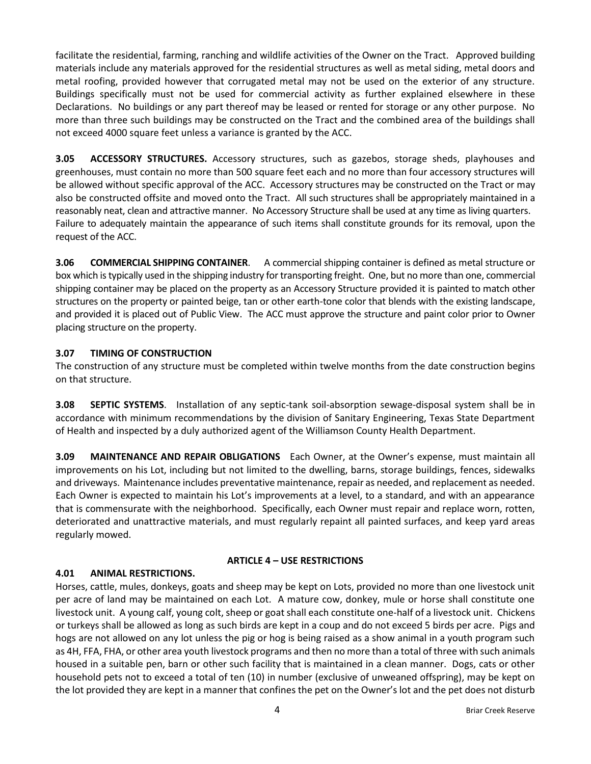facilitate the residential, farming, ranching and wildlife activities of the Owner on the Tract. Approved building materials include any materials approved for the residential structures as well as metal siding, metal doors and metal roofing, provided however that corrugated metal may not be used on the exterior of any structure. Buildings specifically must not be used for commercial activity as further explained elsewhere in these Declarations. No buildings or any part thereof may be leased or rented for storage or any other purpose. No more than three such buildings may be constructed on the Tract and the combined area of the buildings shall not exceed 4000 square feet unless a variance is granted by the ACC.

**3.05 ACCESSORY STRUCTURES.** Accessory structures, such as gazebos, storage sheds, playhouses and greenhouses, must contain no more than 500 square feet each and no more than four accessory structures will be allowed without specific approval of the ACC. Accessory structures may be constructed on the Tract or may also be constructed offsite and moved onto the Tract. All such structures shall be appropriately maintained in a reasonably neat, clean and attractive manner. No Accessory Structure shall be used at any time as living quarters. Failure to adequately maintain the appearance of such items shall constitute grounds for its removal, upon the request of the ACC.

**3.06 COMMERCIAL SHIPPING CONTAINER**. A commercial shipping container is defined as metal structure or box which is typically used in the shipping industry for transporting freight. One, but no more than one, commercial shipping container may be placed on the property as an Accessory Structure provided it is painted to match other structures on the property or painted beige, tan or other earth-tone color that blends with the existing landscape, and provided it is placed out of Public View. The ACC must approve the structure and paint color prior to Owner placing structure on the property.

**3.07 TIMING OF CONSTRUCTION**

The construction of any structure must be completed within twelve months from the date construction begins on that structure.

**3.08 SEPTIC SYSTEMS**. Installation of any septic-tank soil-absorption sewage-disposal system shall be in accordance with minimum recommendations by the division of Sanitary Engineering, Texas State Department of Health and inspected by a duly authorized agent of the Williamson County Health Department.

**3.09 MAINTENANCE AND REPAIR OBLIGATIONS** Each Owner, at the Owner's expense, must maintain all improvements on his Lot, including but not limited to the dwelling, barns, storage buildings, fences, sidewalks and driveways. Maintenance includes preventative maintenance, repair as needed, and replacement as needed. Each Owner is expected to maintain his Lot's improvements at a level, to a standard, and with an appearance that is commensurate with the neighborhood. Specifically, each Owner must repair and replace worn, rotten, deteriorated and unattractive materials, and must regularly repaint all painted surfaces, and keep yard areas regularly mowed.

## ARTICLE 4 – USE RESTRICTIONS

**4.01 ANIMAL RESTRICTIONS.**

Horses, cattle, mules, donkeys, goats and sheep may be kept on Lots, provided no more than one livestock unit per acre of land may be maintained on each Lot. A mature cow, donkey, mule or horse shall constitute one livestock unit. A young calf, young colt, sheep or goat shall each constitute one-half of a livestock unit. Chickens or turkeys shall be allowed as long as such birds are kept in a coup and do not exceed 5 birds per acre. Pigs and hogs are not allowed on any lot unless the pig or hog is being raised as a show animal in a youth program such as 4H, FFA, FHA, or other area youth livestock programs and then no more than a total of three with such animals housed in a suitable pen, barn or other such facility that is maintained in a clean manner. Dogs, cats or other household pets not to exceed a total of ten (10) in number (exclusive of unweaned offspring), may be kept on the lot provided they are kept in a manner that confines the pet on the Owner's lot and the pet does not disturb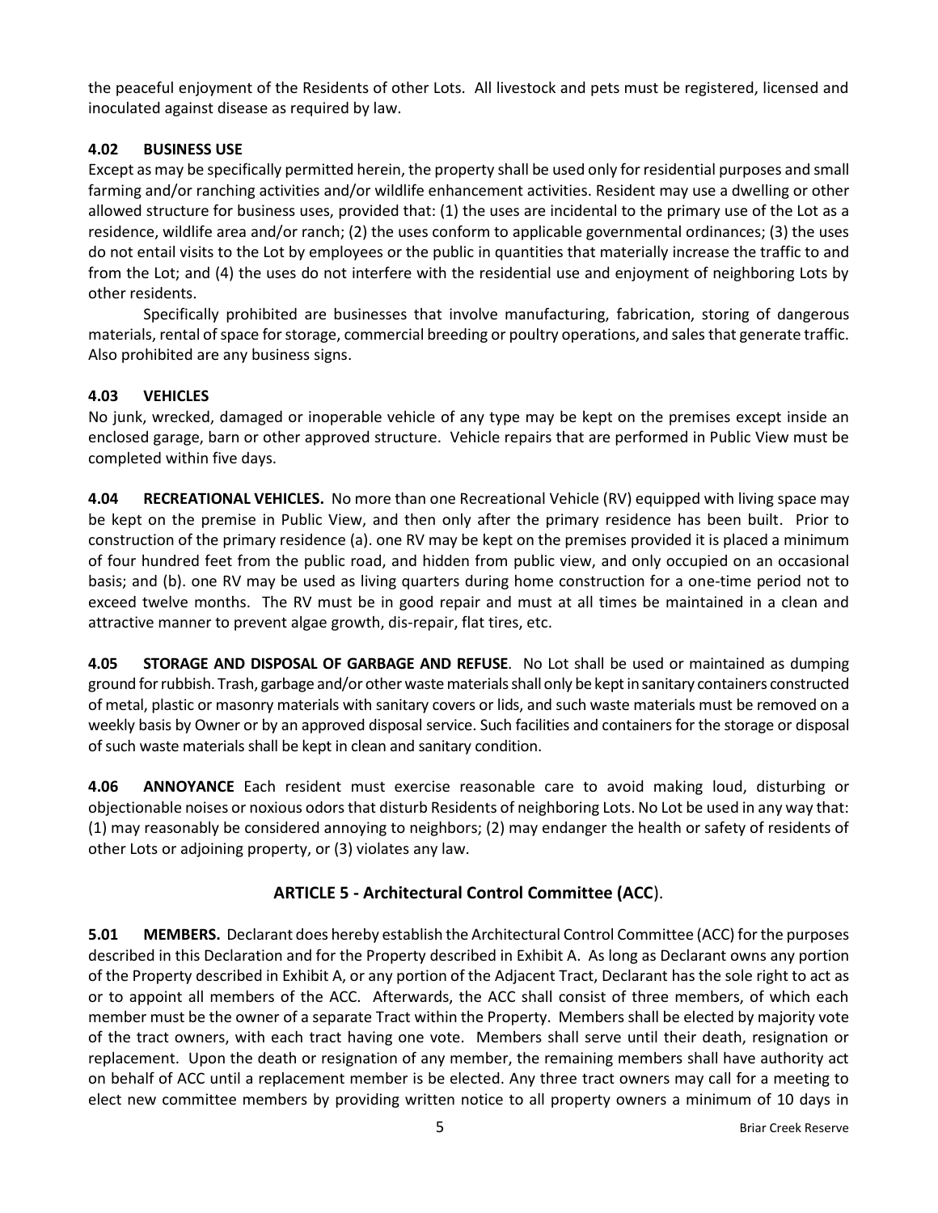the peaceful enjoyment of the Residents of other Lots. All livestock and pets must be registered, licensed and inoculated against disease as required by law.

### 4.02 BUSINESS USE

Except as may be specifically permitted herein, the property shall be used only for residential purposes and small farming and/or ranching activities and/or wildlife enhancement activities. Resident may use a dwelling or other allowed structure for business uses, provided that: (1) the uses are incidental to the primary use of the Lot as a residence, wildlife area and/or ranch; (2) the uses conform to applicable governmental ordinances; (3) the uses do not entail visits to the Lot by employees or the public in quantities that materially increase the traffic to and from the Lot; and (4) the uses do not interfere with the residential use and enjoyment of neighboring Lots by other residents.

Specifically prohibited are businesses that involve manufacturing, fabrication, storing of dangerous materials, rental of space for storage, commercial breeding or poultry operations, and sales that generate traffic. Also prohibited are any business signs.

### 4.03 VEHICLES

No junk, wrecked, damaged or inoperable vehicle of any type may be kept on the premises except inside an enclosed garage, barn or other approved structure. Vehicle repairs that are performed in Public View must be completed within five days.

**4.04 RECREATIONAL VEHICLES.** No more than one Recreational Vehicle (RV) equipped with living space may be kept on the premise in Public View, and then only after the primary residence has been built. Prior to construction of the primary residence (a). one RV may be kept on the premises provided it is placed a minimum of four hundred feet from the public road, and hidden from public view, and only occupied on an occasional basis; and (b). one RV may be used as living quarters during home construction for a one-time period not to exceed twelve months. The RV must be in good repair and must at all times be maintained in a clean and attractive manner to prevent algae growth, dis-repair, flat tires, etc.

**4.05 STORAGE AND DISPOSAL OF GARBAGE AND REFUSE**. No Lot shall be used or maintained as dumping ground for rubbish. Trash, garbage and/or other waste materials shall only be kept in sanitary containers constructed of metal, plastic or masonry materials with sanitary covers or lids, and such waste materials must be removed on a weekly basis by Owner or by an approved disposal service. Such facilities and containers for the storage or disposal of such waste materials shall be kept in clean and sanitary condition.

**4.06 ANNOYANCE** Each resident must exercise reasonable care to avoid making loud, disturbing or objectionable noises or noxious odors that disturb Residents of neighboring Lots. No Lot be used in any way that: (1) may reasonably be considered annoying to neighbors; (2) may endanger the health or safety of residents of other Lots or adjoining property, or (3) violates any law.

## ARTICLE 5 - Architectural Control Committee (ACC).

**5.01 MEMBERS.** Declarant does hereby establish the Architectural Control Committee (ACC) for the purposes described in this Declaration and for the Property described in Exhibit A. As long as Declarant owns any portion of the Property described in Exhibit A, or any portion of the Adjacent Tract, Declarant has the sole right to act as or to appoint all members of the ACC. Afterwards, the ACC shall consist of three members, of which each member must be the owner of a separate Tract within the Property. Members shall be elected by majority vote of the tract owners, with each tract having one vote. Members shall serve until their death, resignation or replacement. Upon the death or resignation of any member, the remaining members shall have authority act on behalf of ACC until a replacement member is be elected. Any three tract owners may call for a meeting to elect new committee members by providing written notice to all property owners a minimum of 10 days in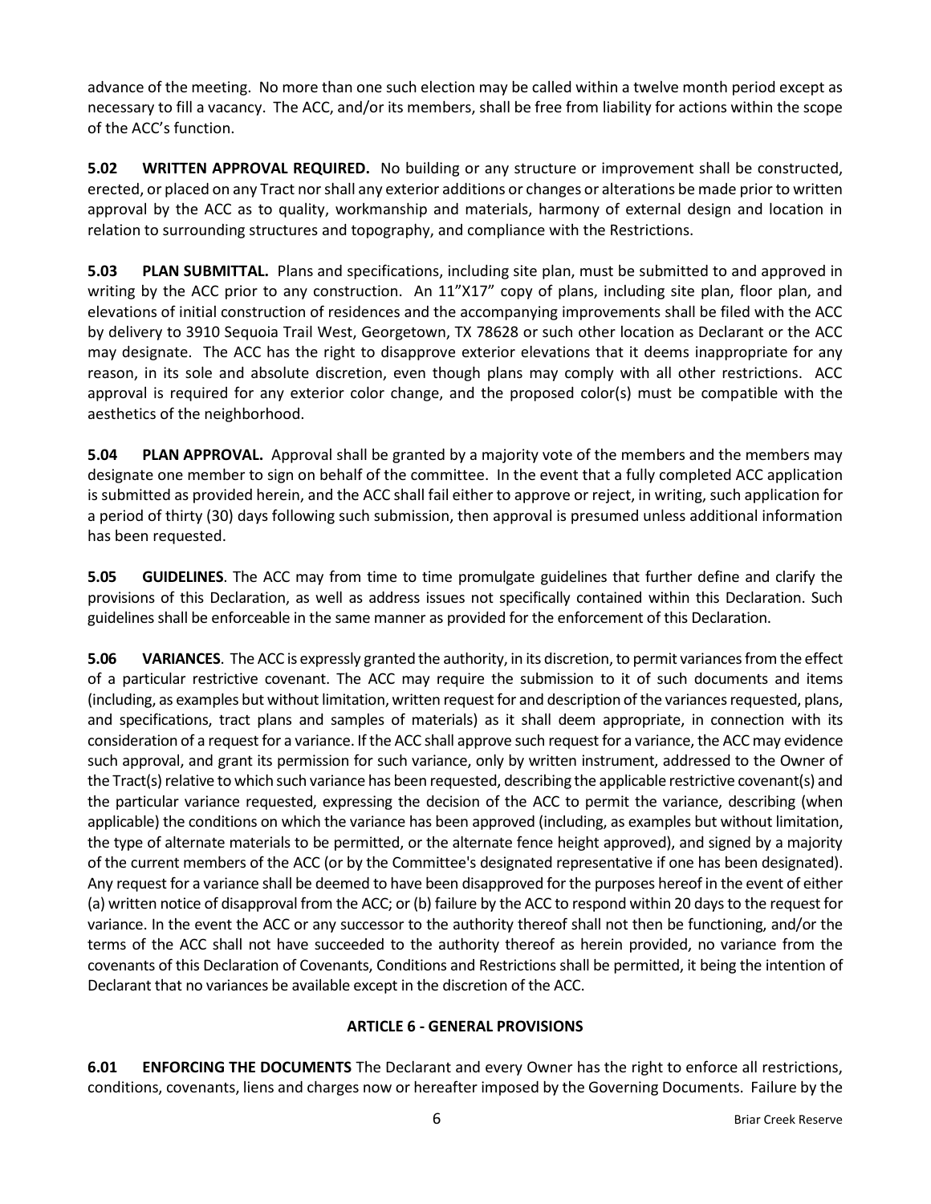advance of the meeting. No more than one such election may be called within a twelve month period except as necessary to fill a vacancy. The ACC, and/or its members, shall be free from liability for actions within the scope of the ACC's function.

**5.02 WRITTEN APPROVAL REQUIRED.** No building or any structure or improvement shall be constructed, erected, or placed on any Tract nor shall any exterior additions or changes or alterations be made prior to written approval by the ACC as to quality, workmanship and materials, harmony of external design and location in relation to surrounding structures and topography, and compliance with the Restrictions.

**5.03 PLAN SUBMITTAL.** Plans and specifications, including site plan, must be submitted to and approved in writing by the ACC prior to any construction. An 11"X17" copy of plans, including site plan, floor plan, and elevations of initial construction of residences and the accompanying improvements shall be filed with the ACC by delivery to 3910 Sequoia Trail West, Georgetown, TX 78628 or such other location as Declarant or the ACC may designate. The ACC has the right to disapprove exterior elevations that it deems inappropriate for any reason, in its sole and absolute discretion, even though plans may comply with all other restrictions. ACC approval is required for any exterior color change, and the proposed color(s) must be compatible with the aesthetics of the neighborhood.

**5.04 PLAN APPROVAL.** Approval shall be granted by a majority vote of the members and the members may designate one member to sign on behalf of the committee. In the event that a fully completed ACC application is submitted as provided herein, and the ACC shall fail either to approve or reject, in writing, such application for a period of thirty (30) days following such submission, then approval is presumed unless additional information has been requested.

**5.05 GUIDELINES**. The ACC may from time to time promulgate guidelines that further define and clarify the provisions of this Declaration, as well as address issues not specifically contained within this Declaration. Such guidelines shall be enforceable in the same manner as provided for the enforcement of this Declaration.

**5.06 VARIANCES**. The ACC is expressly granted the authority, in its discretion, to permit variances from the effect of a particular restrictive covenant. The ACC may require the submission to it of such documents and items (including, as examples but without limitation, written request for and description of the variances requested, plans, and specifications, tract plans and samples of materials) as it shall deem appropriate, in connection with its consideration of a request for a variance. If the ACC shall approve such request for a variance, the ACC may evidence such approval, and grant its permission for such variance, only by written instrument, addressed to the Owner of the Tract(s) relative to which such variance has been requested, describing the applicable restrictive covenant(s) and the particular variance requested, expressing the decision of the ACC to permit the variance, describing (when applicable) the conditions on which the variance has been approved (including, as examples but without limitation, the type of alternate materials to be permitted, or the alternate fence height approved), and signed by a majority of the current members of the ACC (or by the Committee's designated representative if one has been designated). Any request for a variance shall be deemed to have been disapproved for the purposes hereof in the event of either (a) written notice of disapproval from the ACC; or (b) failure by the ACC to respond within 20 days to the request for variance. In the event the ACC or any successor to the authority thereof shall not then be functioning, and/or the terms of the ACC shall not have succeeded to the authority thereof as herein provided, no variance from the covenants of this Declaration of Covenants, Conditions and Restrictions shall be permitted, it being the intention of Declarant that no variances be available except in the discretion of the ACC.

## ARTICLE 6 - GENERAL PROVISIONS

**6.01 ENFORCING THE DOCUMENTS** The Declarant and every Owner has the right to enforce all restrictions, conditions, covenants, liens and charges now or hereafter imposed by the Governing Documents. Failure by the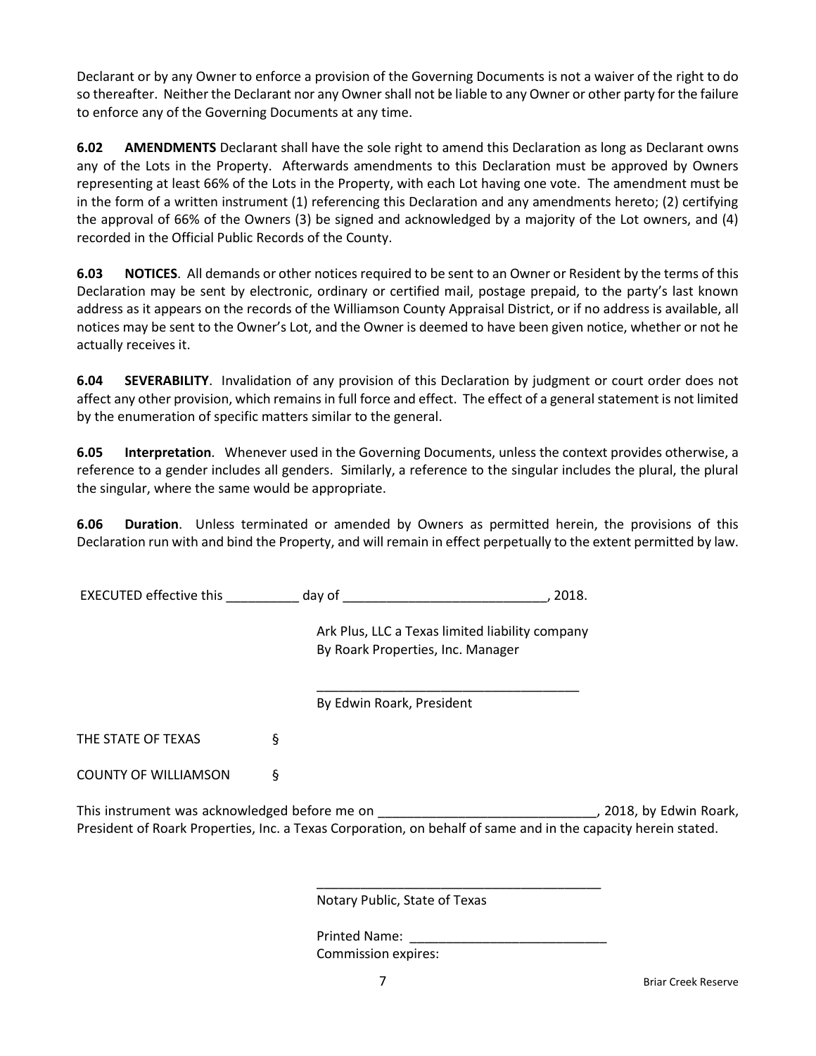Declarant or by any Owner to enforce a provision of the Governing Documents is not a waiver of the right to do so thereafter. Neither the Declarant nor any Owner shall not be liable to any Owner or other party for the failure to enforce any of the Governing Documents at any time.

**6.02 AMENDMENTS** Declarant shall have the sole right to amend this Declaration as long as Declarant owns any of the Lots in the Property. Afterwards amendments to this Declaration must be approved by Owners representing at least 66% of the Lots in the Property, with each Lot having one vote. The amendment must be in the form of a written instrument (1) referencing this Declaration and any amendments hereto; (2) certifying the approval of 66% of the Owners (3) be signed and acknowledged by a majority of the Lot owners, and (4) recorded in the Official Public Records of the County.

**6.03 NOTICES**. All demands or other notices required to be sent to an Owner or Resident by the terms of this Declaration may be sent by electronic, ordinary or certified mail, postage prepaid, to the party's last known address as it appears on the records of the Williamson County Appraisal District, or if no address is available, all notices may be sent to the Owner's Lot, and the Owner is deemed to have been given notice, whether or not he actually receives it.

**6.04 SEVERABILITY**. Invalidation of any provision of this Declaration by judgment or court order does not affect any other provision, which remains in full force and effect. The effect of a general statement is not limited by the enumeration of specific matters similar to the general.

**6.05 Interpretation**. Whenever used in the Governing Documents, unless the context provides otherwise, a reference to a gender includes all genders. Similarly, a reference to the singular includes the plural, the plural the singular, where the same would be appropriate.

**6.06 Duration**. Unless terminated or amended by Owners as permitted herein, the provisions of this Declaration run with and bind the Property, and will remain in effect perpetually to the extent permitted by law.

EXECUTED effective this __________ day of ____________________________, 2018.

Ark Plus, LLC a Texas limited liability company
By Roark Properties, Inc. Manager

_____________________________________
By Edwin Roark, President

THE STATE OF TEXAS §

COUNTY OF WILLIAMSON §

This instrument was acknowledged before me on ______________________________, 2018, by Edwin Roark, President of Roark Properties, Inc. a Texas Corporation, on behalf of same and in the capacity herein stated.

_________________________________________
Notary Public, State of Texas

Printed Name: ___________________________
Commission expires: